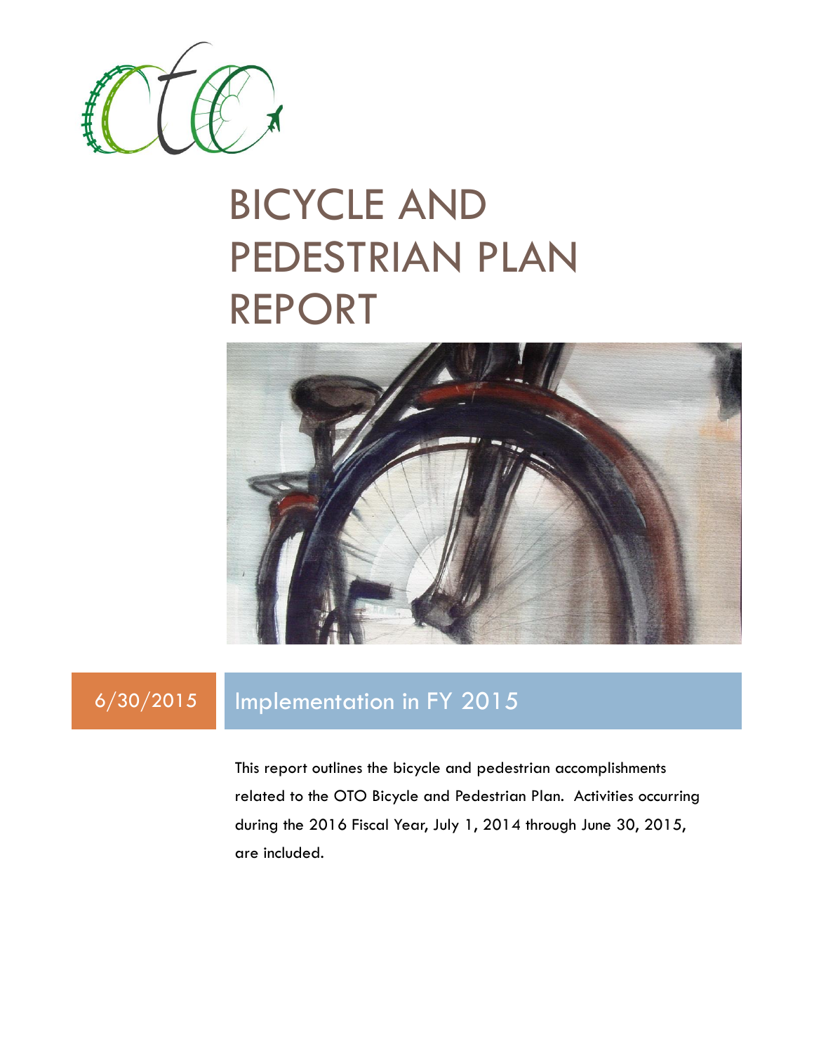# BICYCLE AND PEDESTRIAN PLAN REPORT

6/30/2015

## Implementation in FY 2015

This report outlines the bicycle and pedestrian accomplishments related to the OTO Bicycle and Pedestrian Plan. Activities occurring during the 2016 Fiscal Year, July 1, 2014 through June 30, 2015, are included.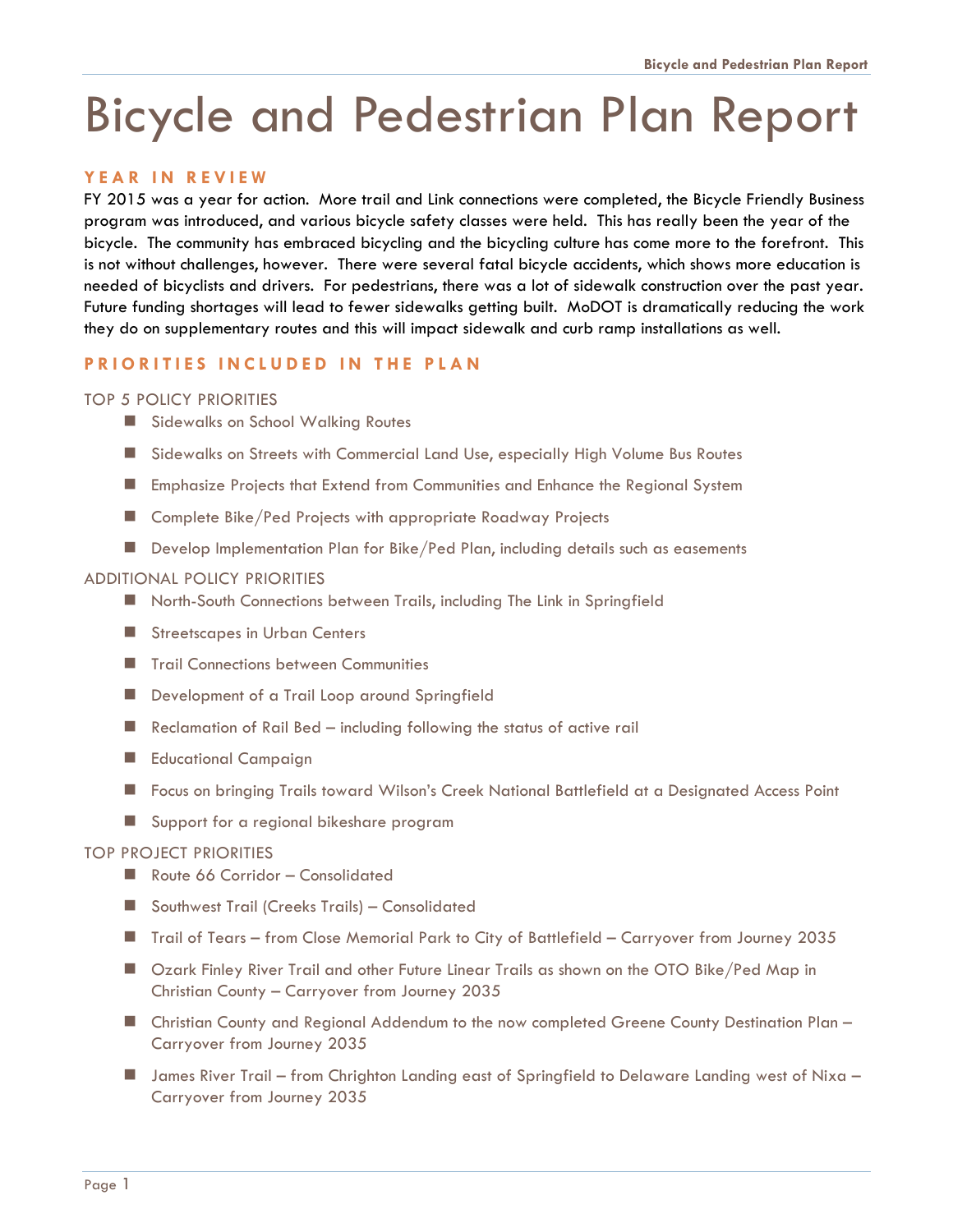# Bicycle and Pedestrian Plan Report

## YEAR IN REVIEW

FY 2015 was a year for action. More trail and Link connections were completed, the Bicycle Friendly Business program was introduced, and various bicycle safety classes were held. This has really been the year of the bicycle. The community has embraced bicycling and the bicycling culture has come more to the forefront. This is not without challenges, however. There were several fatal bicycle accidents, which shows more education is needed of bicyclists and drivers. For pedestrians, there was a lot of sidewalk construction over the past year. Future funding shortages will lead to fewer sidewalks getting built. MoDOT is dramatically reducing the work they do on supplementary routes and this will impact sidewalk and curb ramp installations as well.

## PRIORITIES INCLUDED IN THE PLAN

### TOP 5 POLICY PRIORITIES

- Sidewalks on School Walking Routes
- Sidewalks on Streets with Commercial Land Use, especially High Volume Bus Routes
- Emphasize Projects that Extend from Communities and Enhance the Regional System
- Complete Bike/Ped Projects with appropriate Roadway Projects
- Develop Implementation Plan for Bike/Ped Plan, including details such as easements

### ADDITIONAL POLICY PRIORITIES

- North-South Connections between Trails, including The Link in Springfield
- Streetscapes in Urban Centers
- Trail Connections between Communities
- Development of a Trail Loop around Springfield
- Reclamation of Rail Bed – including following the status of active rail
- Educational Campaign
- Focus on bringing Trails toward Wilson's Creek National Battlefield at a Designated Access Point
- Support for a regional bikeshare program

### TOP PROJECT PRIORITIES

- Route 66 Corridor – Consolidated
- Southwest Trail (Creeks Trails) – Consolidated
- Trail of Tears – from Close Memorial Park to City of Battlefield – Carryover from Journey 2035
- Ozark Finley River Trail and other Future Linear Trails as shown on the OTO Bike/Ped Map in Christian County – Carryover from Journey 2035
- Christian County and Regional Addendum to the now completed Greene County Destination Plan – Carryover from Journey 2035
- James River Trail – from Chrighton Landing east of Springfield to Delaware Landing west of Nixa – Carryover from Journey 2035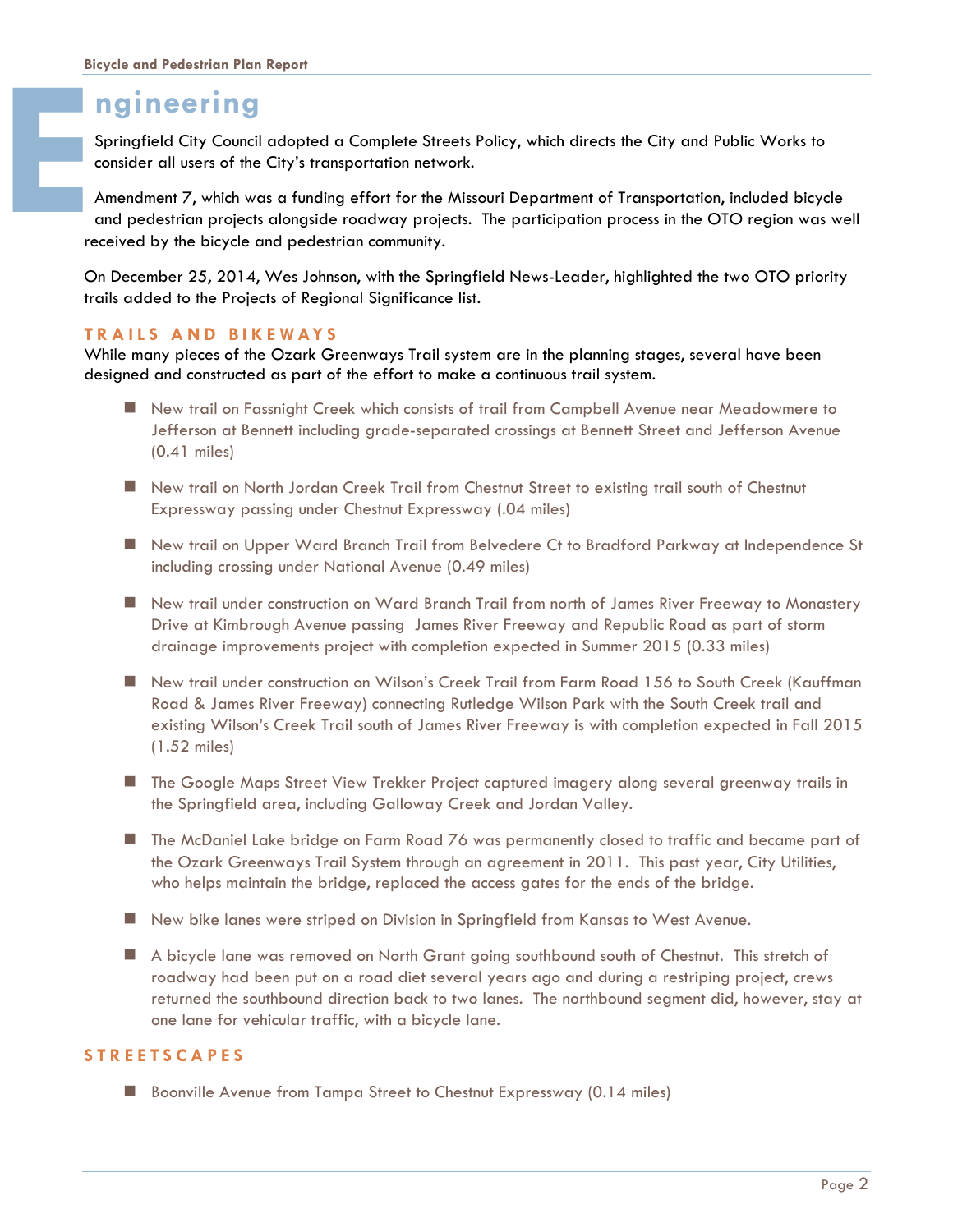# Engineering

Springfield City Council adopted a Complete Streets Policy, which directs the City and Public Works to consider all users of the City's transportation network.

Amendment 7, which was a funding effort for the Missouri Department of Transportation, included bicycle and pedestrian projects alongside roadway projects. The participation process in the OTO region was well received by the bicycle and pedestrian community.

On December 25, 2014, Wes Johnson, with the Springfield News-Leader, highlighted the two OTO priority trails added to the Projects of Regional Significance list.

## TRAILS AND BIKEWAYS

While many pieces of the Ozark Greenways Trail system are in the planning stages, several have been designed and constructed as part of the effort to make a continuous trail system.

- New trail on Fassnight Creek which consists of trail from Campbell Avenue near Meadowmere to Jefferson at Bennett including grade-separated crossings at Bennett Street and Jefferson Avenue (0.41 miles)
- New trail on North Jordan Creek Trail from Chestnut Street to existing trail south of Chestnut Expressway passing under Chestnut Expressway (.04 miles)
- New trail on Upper Ward Branch Trail from Belvedere Ct to Bradford Parkway at Independence St including crossing under National Avenue (0.49 miles)
- New trail under construction on Ward Branch Trail from north of James River Freeway to Monastery Drive at Kimbrough Avenue passing James River Freeway and Republic Road as part of storm drainage improvements project with completion expected in Summer 2015 (0.33 miles)
- New trail under construction on Wilson's Creek Trail from Farm Road 156 to South Creek (Kauffman Road & James River Freeway) connecting Rutledge Wilson Park with the South Creek trail and existing Wilson's Creek Trail south of James River Freeway is with completion expected in Fall 2015 (1.52 miles)
- The Google Maps Street View Trekker Project captured imagery along several greenway trails in the Springfield area, including Galloway Creek and Jordan Valley.
- The McDaniel Lake bridge on Farm Road 76 was permanently closed to traffic and became part of the Ozark Greenways Trail System through an agreement in 2011. This past year, City Utilities, who helps maintain the bridge, replaced the access gates for the ends of the bridge.
- New bike lanes were striped on Division in Springfield from Kansas to West Avenue.
- A bicycle lane was removed on North Grant going southbound south of Chestnut. This stretch of roadway had been put on a road diet several years ago and during a restriping project, crews returned the southbound direction back to two lanes. The northbound segment did, however, stay at one lane for vehicular traffic, with a bicycle lane.

## STREETSCAPES

- Boonville Avenue from Tampa Street to Chestnut Expressway (0.14 miles)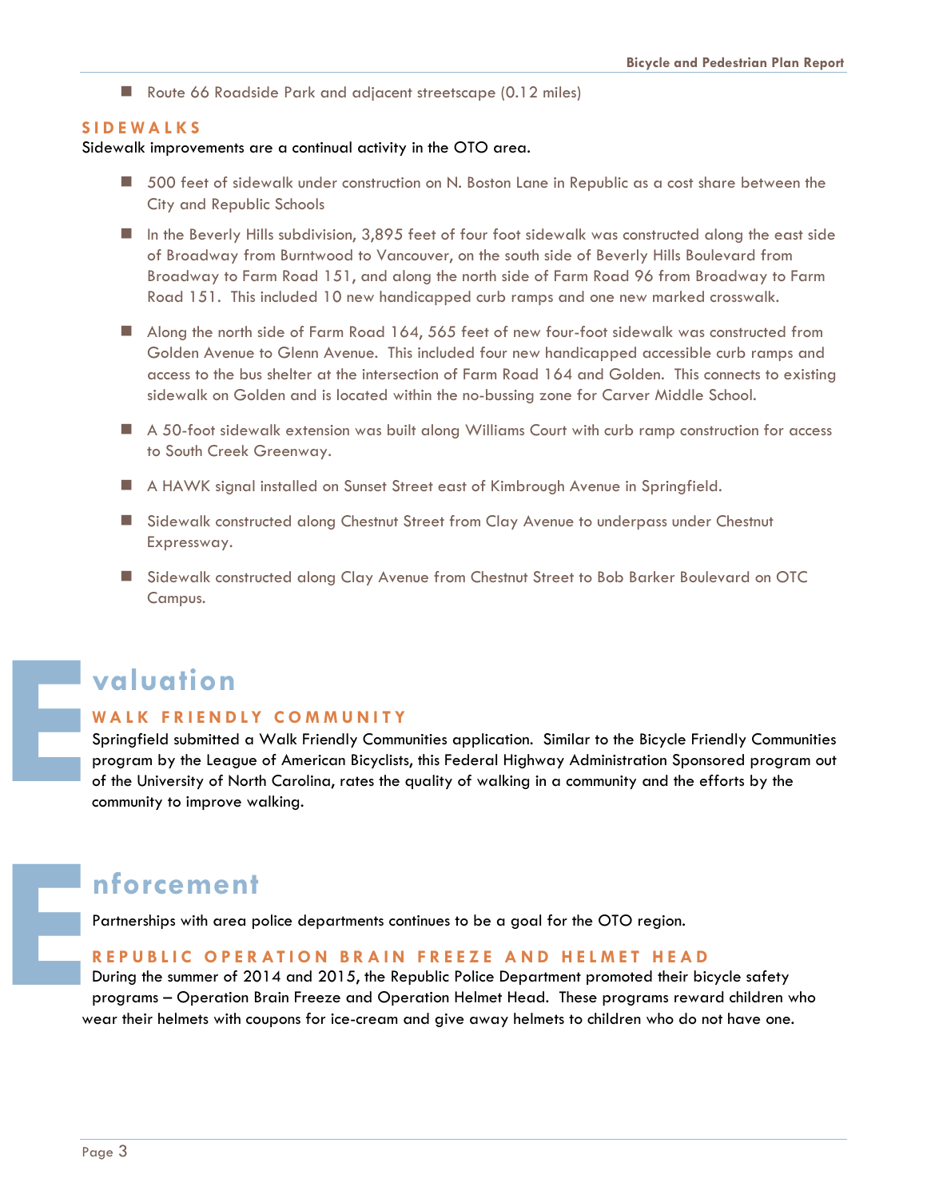- Route 66 Roadside Park and adjacent streetscape (0.12 miles)

### SIDEWALKS

Sidewalk improvements are a continual activity in the OTO area.

- 500 feet of sidewalk under construction on N. Boston Lane in Republic as a cost share between the City and Republic Schools
- In the Beverly Hills subdivision, 3,895 feet of four foot sidewalk was constructed along the east side of Broadway from Burntwood to Vancouver, on the south side of Beverly Hills Boulevard from Broadway to Farm Road 151, and along the north side of Farm Road 96 from Broadway to Farm Road 151. This included 10 new handicapped curb ramps and one new marked crosswalk.
- Along the north side of Farm Road 164, 565 feet of new four-foot sidewalk was constructed from Golden Avenue to Glenn Avenue. This included four new handicapped accessible curb ramps and access to the bus shelter at the intersection of Farm Road 164 and Golden. This connects to existing sidewalk on Golden and is located within the no-bussing zone for Carver Middle School.
- A 50-foot sidewalk extension was built along Williams Court with curb ramp construction for access to South Creek Greenway.
- A HAWK signal installed on Sunset Street east of Kimbrough Avenue in Springfield.
- Sidewalk constructed along Chestnut Street from Clay Avenue to underpass under Chestnut Expressway.
- Sidewalk constructed along Clay Avenue from Chestnut Street to Bob Barker Boulevard on OTC Campus.

## Evaluation

### WALK FRIENDLY COMMUNITY

Springfield submitted a Walk Friendly Communities application. Similar to the Bicycle Friendly Communities program by the League of American Bicyclists, this Federal Highway Administration Sponsored program out of the University of North Carolina, rates the quality of walking in a community and the efforts by the community to improve walking.

## Enforcement

Partnerships with area police departments continues to be a goal for the OTO region.

### REPUBLIC OPERATION BRAIN FREEZE AND HELMET HEAD

During the summer of 2014 and 2015, the Republic Police Department promoted their bicycle safety programs – Operation Brain Freeze and Operation Helmet Head. These programs reward children who wear their helmets with coupons for ice-cream and give away helmets to children who do not have one.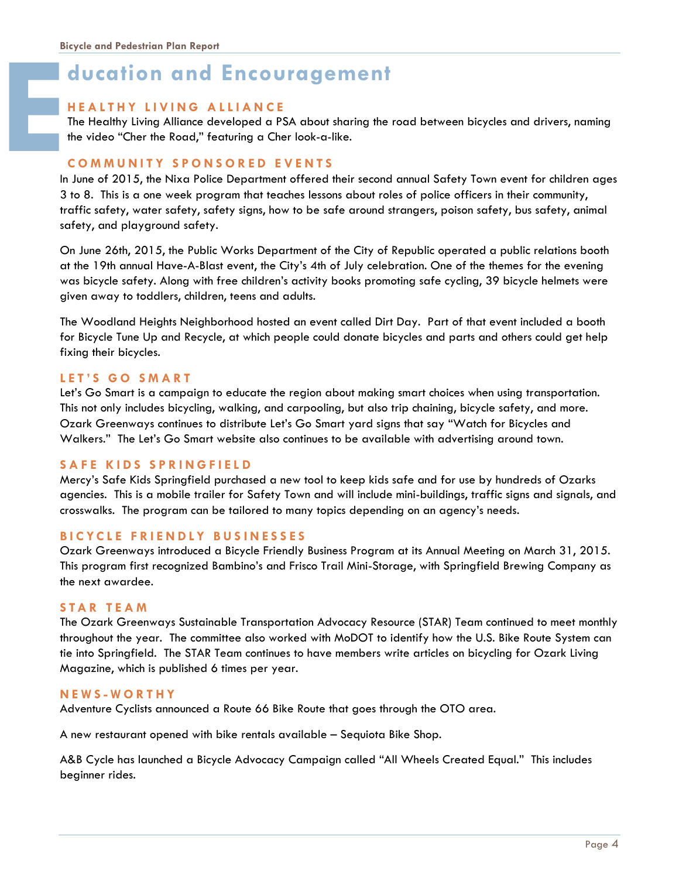# Education and Encouragement

## HEALTHY LIVING ALLIANCE

The Healthy Living Alliance developed a PSA about sharing the road between bicycles and drivers, naming the video "Cher the Road," featuring a Cher look-a-like.

## COMMUNITY SPONSORED EVENTS

In June of 2015, the Nixa Police Department offered their second annual Safety Town event for children ages 3 to 8. This is a one week program that teaches lessons about roles of police officers in their community, traffic safety, water safety, safety signs, how to be safe around strangers, poison safety, bus safety, animal safety, and playground safety.

On June 26th, 2015, the Public Works Department of the City of Republic operated a public relations booth at the 19th annual Have-A-Blast event, the City's 4th of July celebration. One of the themes for the evening was bicycle safety. Along with free children's activity books promoting safe cycling, 39 bicycle helmets were given away to toddlers, children, teens and adults.

The Woodland Heights Neighborhood hosted an event called Dirt Day. Part of that event included a booth for Bicycle Tune Up and Recycle, at which people could donate bicycles and parts and others could get help fixing their bicycles.

## LET'S GO SMART

Let's Go Smart is a campaign to educate the region about making smart choices when using transportation. This not only includes bicycling, walking, and carpooling, but also trip chaining, bicycle safety, and more. Ozark Greenways continues to distribute Let's Go Smart yard signs that say "Watch for Bicycles and Walkers." The Let's Go Smart website also continues to be available with advertising around town.

## SAFE KIDS SPRINGFIELD

Mercy's Safe Kids Springfield purchased a new tool to keep kids safe and for use by hundreds of Ozarks agencies. This is a mobile trailer for Safety Town and will include mini-buildings, traffic signs and signals, and crosswalks. The program can be tailored to many topics depending on an agency's needs.

## BICYCLE FRIENDLY BUSINESSES

Ozark Greenways introduced a Bicycle Friendly Business Program at its Annual Meeting on March 31, 2015. This program first recognized Bambino's and Frisco Trail Mini-Storage, with Springfield Brewing Company as the next awardee.

## STAR TEAM

The Ozark Greenways Sustainable Transportation Advocacy Resource (STAR) Team continued to meet monthly throughout the year. The committee also worked with MoDOT to identify how the U.S. Bike Route System can tie into Springfield. The STAR Team continues to have members write articles on bicycling for Ozark Living Magazine, which is published 6 times per year.

## NEWS-WORTHY

Adventure Cyclists announced a Route 66 Bike Route that goes through the OTO area.

A new restaurant opened with bike rentals available – Sequiota Bike Shop.

A&B Cycle has launched a Bicycle Advocacy Campaign called "All Wheels Created Equal." This includes beginner rides.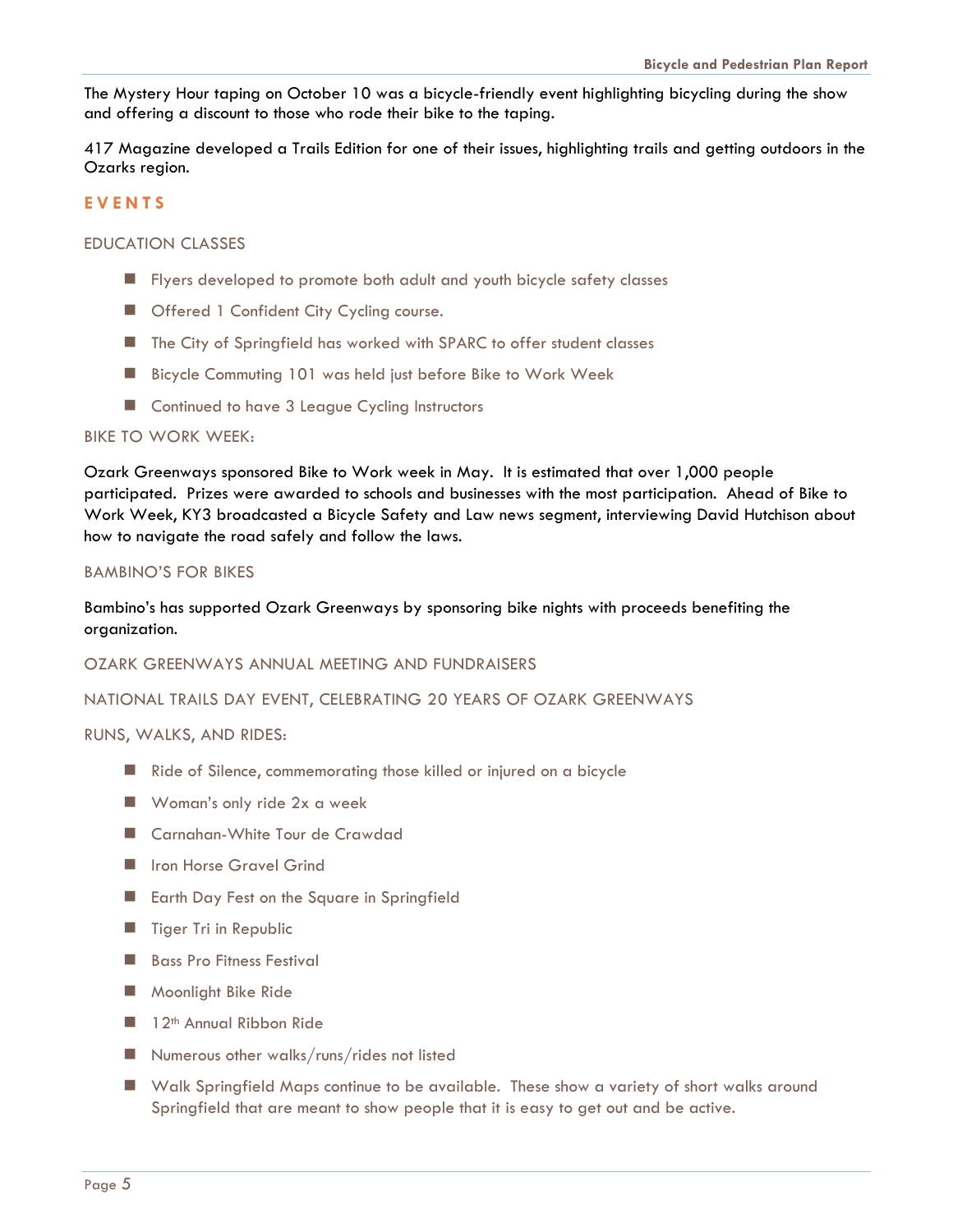The Mystery Hour taping on October 10 was a bicycle-friendly event highlighting bicycling during the show and offering a discount to those who rode their bike to the taping.

417 Magazine developed a Trails Edition for one of their issues, highlighting trails and getting outdoors in the Ozarks region.

## EVENTS

### EDUCATION CLASSES

- Flyers developed to promote both adult and youth bicycle safety classes
- Offered 1 Confident City Cycling course.
- The City of Springfield has worked with SPARC to offer student classes
- Bicycle Commuting 101 was held just before Bike to Work Week
- Continued to have 3 League Cycling Instructors

### BIKE TO WORK WEEK:

Ozark Greenways sponsored Bike to Work week in May. It is estimated that over 1,000 people participated. Prizes were awarded to schools and businesses with the most participation. Ahead of Bike to Work Week, KY3 broadcasted a Bicycle Safety and Law news segment, interviewing David Hutchison about how to navigate the road safely and follow the laws.

### BAMBINO'S FOR BIKES

Bambino's has supported Ozark Greenways by sponsoring bike nights with proceeds benefiting the organization.

### OZARK GREENWAYS ANNUAL MEETING AND FUNDRAISERS

### NATIONAL TRAILS DAY EVENT, CELEBRATING 20 YEARS OF OZARK GREENWAYS

### RUNS, WALKS, AND RIDES:

- Ride of Silence, commemorating those killed or injured on a bicycle
- Woman's only ride 2x a week
- Carnahan-White Tour de Crawdad
- Iron Horse Gravel Grind
- Earth Day Fest on the Square in Springfield
- Tiger Tri in Republic
- Bass Pro Fitness Festival
- Moonlight Bike Ride
- 12th Annual Ribbon Ride
- Numerous other walks/runs/rides not listed
- Walk Springfield Maps continue to be available. These show a variety of short walks around Springfield that are meant to show people that it is easy to get out and be active.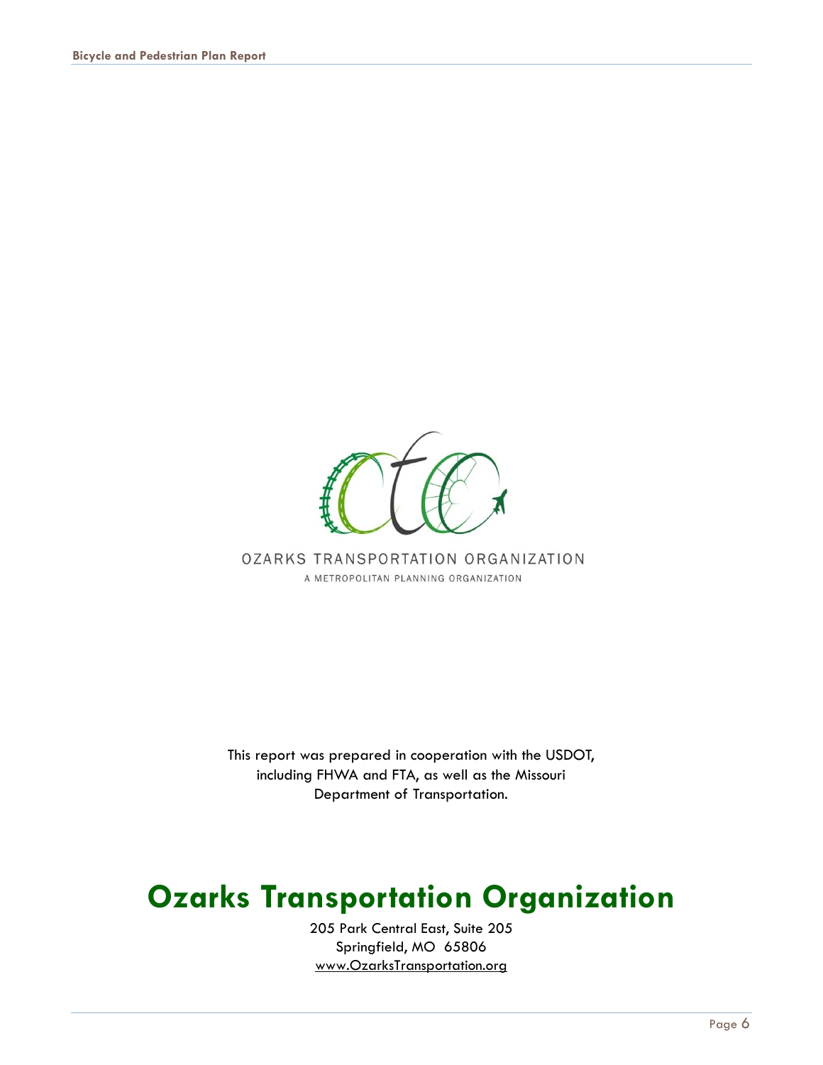OZARKS TRANSPORTATION ORGANIZATION

A METROPOLITAN PLANNING ORGANIZATION

This report was prepared in cooperation with the USDOT, including FHWA and FTA, as well as the Missouri Department of Transportation.

# Ozarks Transportation Organization

205 Park Central East, Suite 205
Springfield, MO 65806
www.OzarksTransportation.org